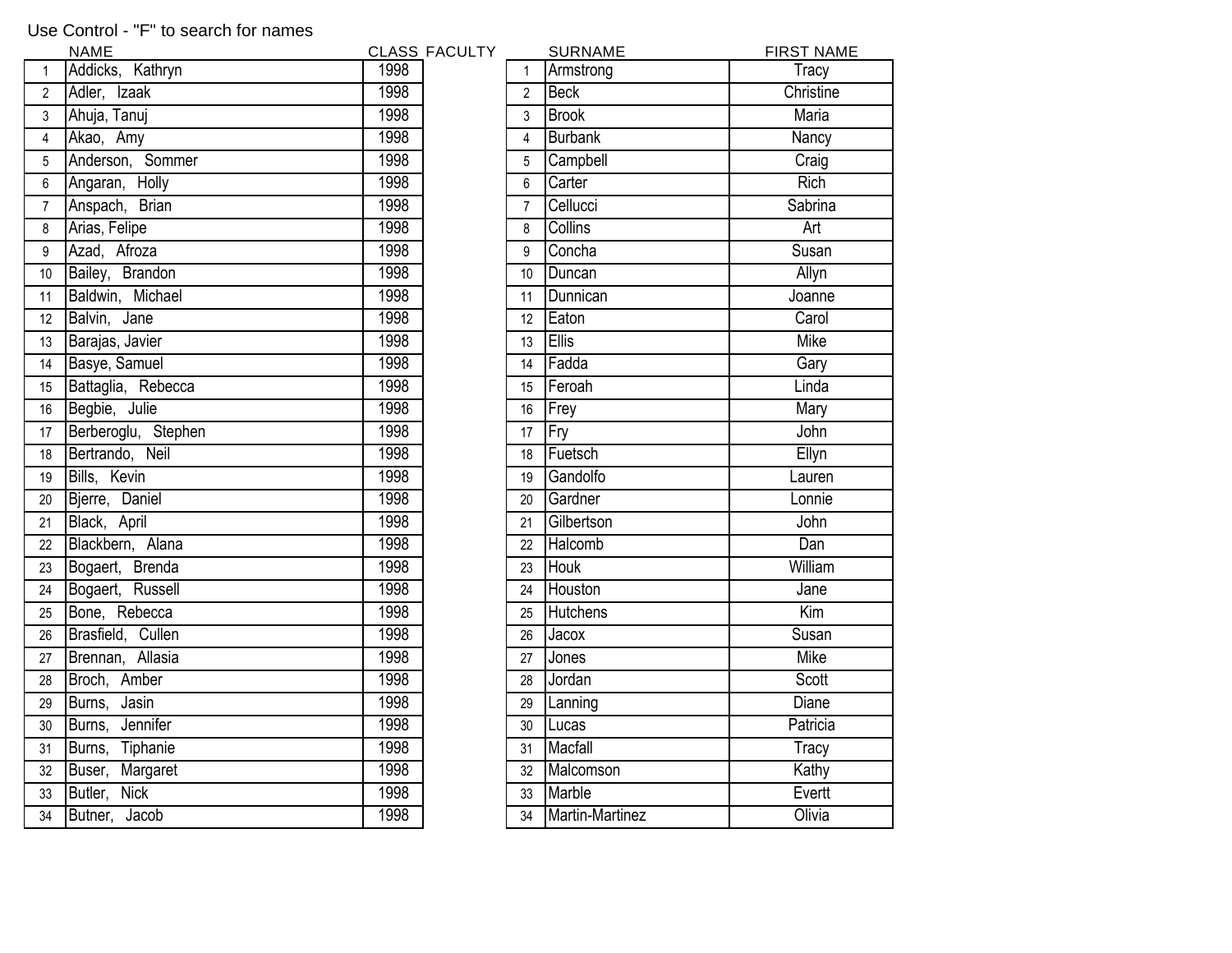Use Control - "F" to search for names

| | NAME | CLASS |
|---|---|---|
| 1 | Addicks, Kathryn | 1998 |
| 2 | Adler, Izaak | 1998 |
| 3 | Ahuja, Tanuj | 1998 |
| 4 | Akao, Amy | 1998 |
| 5 | Anderson, Sommer | 1998 |
| 6 | Angaran, Holly | 1998 |
| 7 | Anspach, Brian | 1998 |
| 8 | Arias, Felipe | 1998 |
| 9 | Azad, Afroza | 1998 |
| 10 | Bailey, Brandon | 1998 |
| 11 | Baldwin, Michael | 1998 |
| 12 | Balvin, Jane | 1998 |
| 13 | Barajas, Javier | 1998 |
| 14 | Basye, Samuel | 1998 |
| 15 | Battaglia, Rebecca | 1998 |
| 16 | Begbie, Julie | 1998 |
| 17 | Berberoglu, Stephen | 1998 |
| 18 | Bertrando, Neil | 1998 |
| 19 | Bills, Kevin | 1998 |
| 20 | Bjerre, Daniel | 1998 |
| 21 | Black, April | 1998 |
| 22 | Blackbern, Alana | 1998 |
| 23 | Bogaert, Brenda | 1998 |
| 24 | Bogaert, Russell | 1998 |
| 25 | Bone, Rebecca | 1998 |
| 26 | Brasfield, Cullen | 1998 |
| 27 | Brennan, Allasia | 1998 |
| 28 | Broch, Amber | 1998 |
| 29 | Burns, Jasin | 1998 |
| 30 | Burns, Jennifer | 1998 |
| 31 | Burns, Tiphanie | 1998 |
| 32 | Buser, Margaret | 1998 |
| 33 | Butler, Nick | 1998 |
| 34 | Butner, Jacob | 1998 |

FACULTY

| | SURNAME | FIRST NAME |
|---|---|---|
| 1 | Armstrong | Tracy |
| 2 | Beck | Christine |
| 3 | Brook | Maria |
| 4 | Burbank | Nancy |
| 5 | Campbell | Craig |
| 6 | Carter | Rich |
| 7 | Cellucci | Sabrina |
| 8 | Collins | Art |
| 9 | Concha | Susan |
| 10 | Duncan | Allyn |
| 11 | Dunnican | Joanne |
| 12 | Eaton | Carol |
| 13 | Ellis | Mike |
| 14 | Fadda | Gary |
| 15 | Feroah | Linda |
| 16 | Frey | Mary |
| 17 | Fry | John |
| 18 | Fuetsch | Ellyn |
| 19 | Gandolfo | Lauren |
| 20 | Gardner | Lonnie |
| 21 | Gilbertson | John |
| 22 | Halcomb | Dan |
| 23 | Houk | William |
| 24 | Houston | Jane |
| 25 | Hutchens | Kim |
| 26 | Jacox | Susan |
| 27 | Jones | Mike |
| 28 | Jordan | Scott |
| 29 | Lanning | Diane |
| 30 | Lucas | Patricia |
| 31 | Macfall | Tracy |
| 32 | Malcomson | Kathy |
| 33 | Marble | Evertt |
| 34 | Martin-Martinez | Olivia |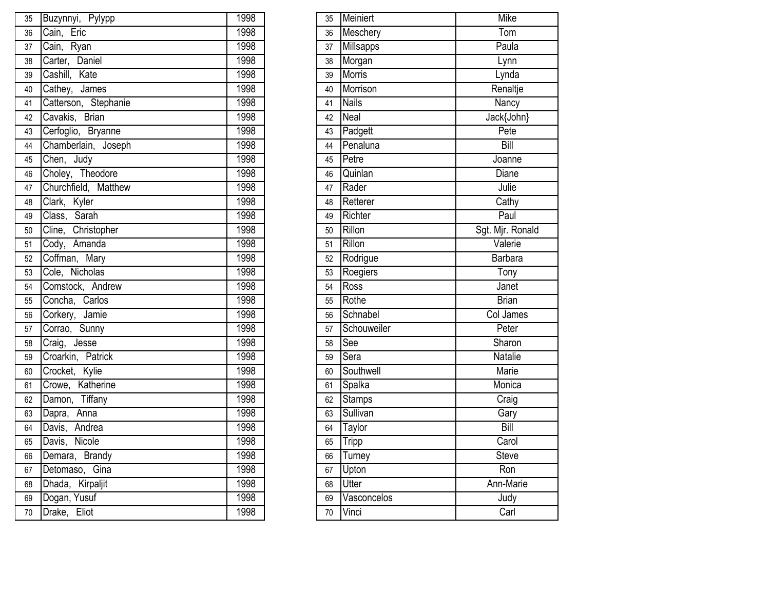| | | |
|---|---|---|
| 35 | Buzynnyi, Pylypp | 1998 |
| 36 | Cain, Eric | 1998 |
| 37 | Cain, Ryan | 1998 |
| 38 | Carter, Daniel | 1998 |
| 39 | Cashill, Kate | 1998 |
| 40 | Cathey, James | 1998 |
| 41 | Catterson, Stephanie | 1998 |
| 42 | Cavakis, Brian | 1998 |
| 43 | Cerfoglio, Bryanne | 1998 |
| 44 | Chamberlain, Joseph | 1998 |
| 45 | Chen, Judy | 1998 |
| 46 | Choley, Theodore | 1998 |
| 47 | Churchfield, Matthew | 1998 |
| 48 | Clark, Kyler | 1998 |
| 49 | Class, Sarah | 1998 |
| 50 | Cline, Christopher | 1998 |
| 51 | Cody, Amanda | 1998 |
| 52 | Coffman, Mary | 1998 |
| 53 | Cole, Nicholas | 1998 |
| 54 | Comstock, Andrew | 1998 |
| 55 | Concha, Carlos | 1998 |
| 56 | Corkery, Jamie | 1998 |
| 57 | Corrao, Sunny | 1998 |
| 58 | Craig, Jesse | 1998 |
| 59 | Croarkin, Patrick | 1998 |
| 60 | Crocket, Kylie | 1998 |
| 61 | Crowe, Katherine | 1998 |
| 62 | Damon, Tiffany | 1998 |
| 63 | Dapra, Anna | 1998 |
| 64 | Davis, Andrea | 1998 |
| 65 | Davis, Nicole | 1998 |
| 66 | Demara, Brandy | 1998 |
| 67 | Detomaso, Gina | 1998 |
| 68 | Dhada, Kirpaljit | 1998 |
| 69 | Dogan, Yusuf | 1998 |
| 70 | Drake, Eliot | 1998 |

| | | |
|---|---|---|
| 35 | Meiniert | Mike |
| 36 | Meschery | Tom |
| 37 | Millsapps | Paula |
| 38 | Morgan | Lynn |
| 39 | Morris | Lynda |
| 40 | Morrison | Renaltje |
| 41 | Nails | Nancy |
| 42 | Neal | Jack{John} |
| 43 | Padgett | Pete |
| 44 | Penaluna | Bill |
| 45 | Petre | Joanne |
| 46 | Quinlan | Diane |
| 47 | Rader | Julie |
| 48 | Retterer | Cathy |
| 49 | Richter | Paul |
| 50 | Rillon | Sgt. Mjr. Ronald |
| 51 | Rillon | Valerie |
| 52 | Rodrigue | Barbara |
| 53 | Roegiers | Tony |
| 54 | Ross | Janet |
| 55 | Rothe | Brian |
| 56 | Schnabel | Col James |
| 57 | Schouweiler | Peter |
| 58 | See | Sharon |
| 59 | Sera | Natalie |
| 60 | Southwell | Marie |
| 61 | Spalka | Monica |
| 62 | Stamps | Craig |
| 63 | Sullivan | Gary |
| 64 | Taylor | Bill |
| 65 | Tripp | Carol |
| 66 | Turney | Steve |
| 67 | Upton | Ron |
| 68 | Utter | Ann-Marie |
| 69 | Vasconcelos | Judy |
| 70 | Vinci | Carl |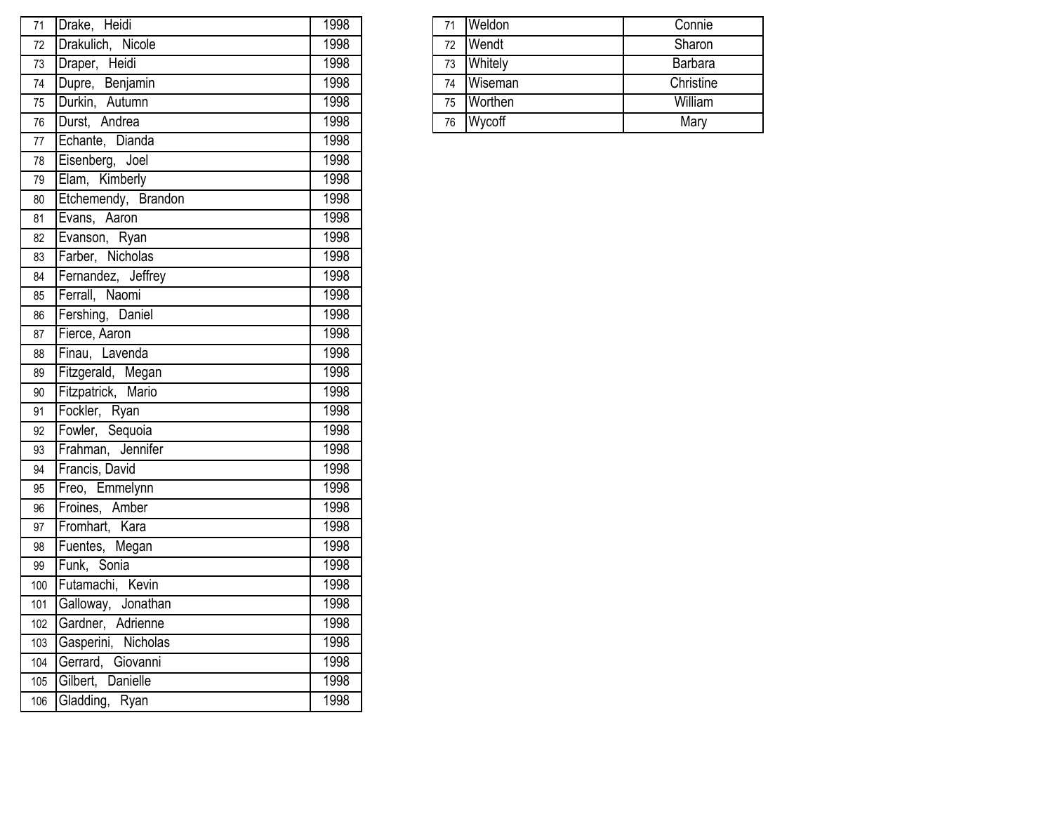| 71 | Drake, Heidi | 1998 |
|---|---|---|
| 72 | Drakulich, Nicole | 1998 |
| 73 | Draper, Heidi | 1998 |
| 74 | Dupre, Benjamin | 1998 |
| 75 | Durkin, Autumn | 1998 |
| 76 | Durst, Andrea | 1998 |
| 77 | Echante, Dianda | 1998 |
| 78 | Eisenberg, Joel | 1998 |
| 79 | Elam, Kimberly | 1998 |
| 80 | Etchemendy, Brandon | 1998 |
| 81 | Evans, Aaron | 1998 |
| 82 | Evanson, Ryan | 1998 |
| 83 | Farber, Nicholas | 1998 |
| 84 | Fernandez, Jeffrey | 1998 |
| 85 | Ferrall, Naomi | 1998 |
| 86 | Fershing, Daniel | 1998 |
| 87 | Fierce, Aaron | 1998 |
| 88 | Finau, Lavenda | 1998 |
| 89 | Fitzgerald, Megan | 1998 |
| 90 | Fitzpatrick, Mario | 1998 |
| 91 | Fockler, Ryan | 1998 |
| 92 | Fowler, Sequoia | 1998 |
| 93 | Frahman, Jennifer | 1998 |
| 94 | Francis, David | 1998 |
| 95 | Freo, Emmelynn | 1998 |
| 96 | Froines, Amber | 1998 |
| 97 | Fromhart, Kara | 1998 |
| 98 | Fuentes, Megan | 1998 |
| 99 | Funk, Sonia | 1998 |
| 100 | Futamachi, Kevin | 1998 |
| 101 | Galloway, Jonathan | 1998 |
| 102 | Gardner, Adrienne | 1998 |
| 103 | Gasperini, Nicholas | 1998 |
| 104 | Gerrard, Giovanni | 1998 |
| 105 | Gilbert, Danielle | 1998 |
| 106 | Gladding, Ryan | 1998 |

| 71 | Weldon | Connie |
|---|---|---|
| 72 | Wendt | Sharon |
| 73 | Whitely | Barbara |
| 74 | Wiseman | Christine |
| 75 | Worthen | William |
| 76 | Wycoff | Mary |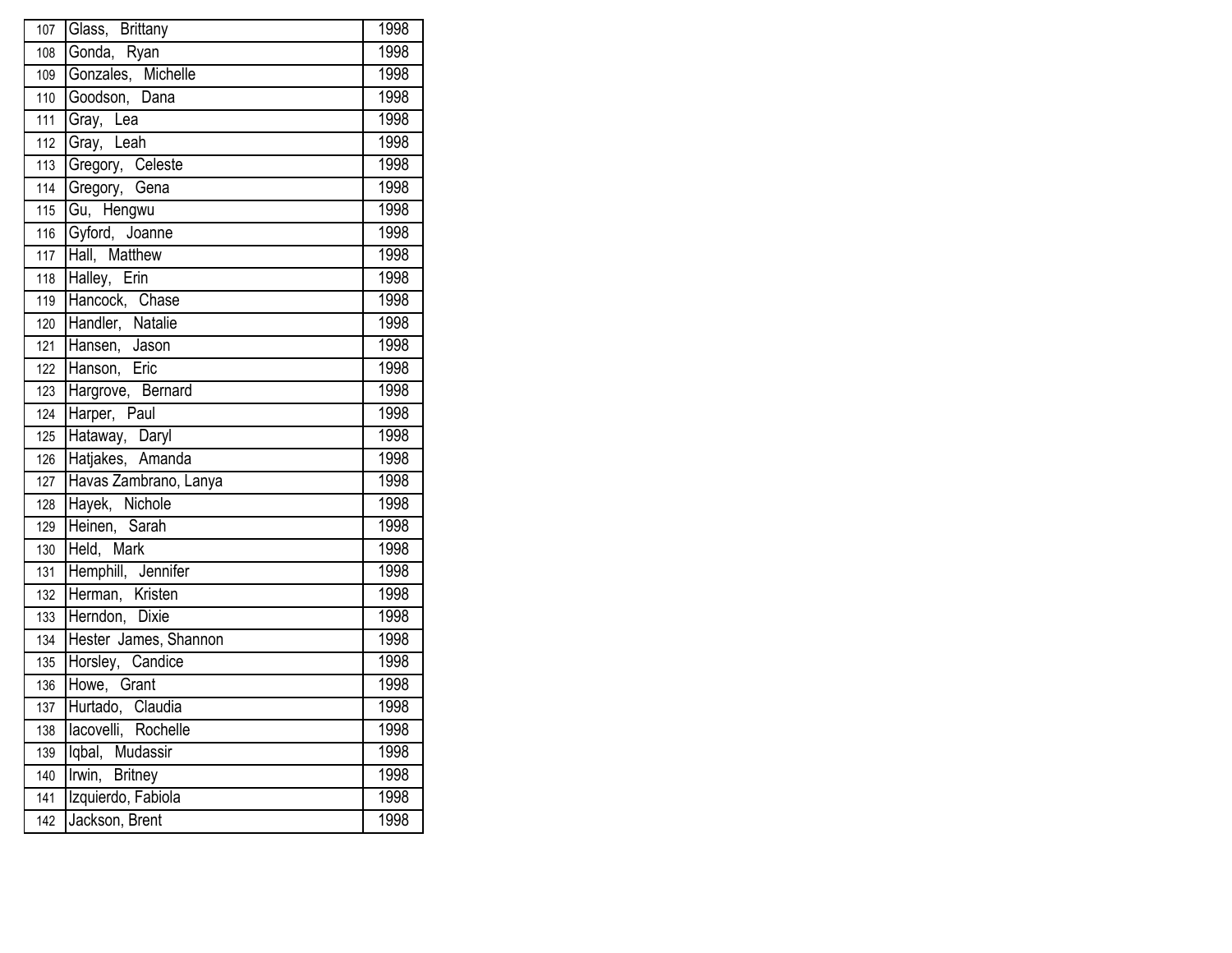| | | |
|---|---|---|
| 107 | Glass, Brittany | 1998 |
| 108 | Gonda, Ryan | 1998 |
| 109 | Gonzales, Michelle | 1998 |
| 110 | Goodson, Dana | 1998 |
| 111 | Gray, Lea | 1998 |
| 112 | Gray, Leah | 1998 |
| 113 | Gregory, Celeste | 1998 |
| 114 | Gregory, Gena | 1998 |
| 115 | Gu, Hengwu | 1998 |
| 116 | Gyford, Joanne | 1998 |
| 117 | Hall, Matthew | 1998 |
| 118 | Halley, Erin | 1998 |
| 119 | Hancock, Chase | 1998 |
| 120 | Handler, Natalie | 1998 |
| 121 | Hansen, Jason | 1998 |
| 122 | Hanson, Eric | 1998 |
| 123 | Hargrove, Bernard | 1998 |
| 124 | Harper, Paul | 1998 |
| 125 | Hataway, Daryl | 1998 |
| 126 | Hatjakes, Amanda | 1998 |
| 127 | Havas Zambrano, Lanya | 1998 |
| 128 | Hayek, Nichole | 1998 |
| 129 | Heinen, Sarah | 1998 |
| 130 | Held, Mark | 1998 |
| 131 | Hemphill, Jennifer | 1998 |
| 132 | Herman, Kristen | 1998 |
| 133 | Herndon, Dixie | 1998 |
| 134 | Hester James, Shannon | 1998 |
| 135 | Horsley, Candice | 1998 |
| 136 | Howe, Grant | 1998 |
| 137 | Hurtado, Claudia | 1998 |
| 138 | Iacovelli, Rochelle | 1998 |
| 139 | Iqbal, Mudassir | 1998 |
| 140 | Irwin, Britney | 1998 |
| 141 | Izquierdo, Fabiola | 1998 |
| 142 | Jackson, Brent | 1998 |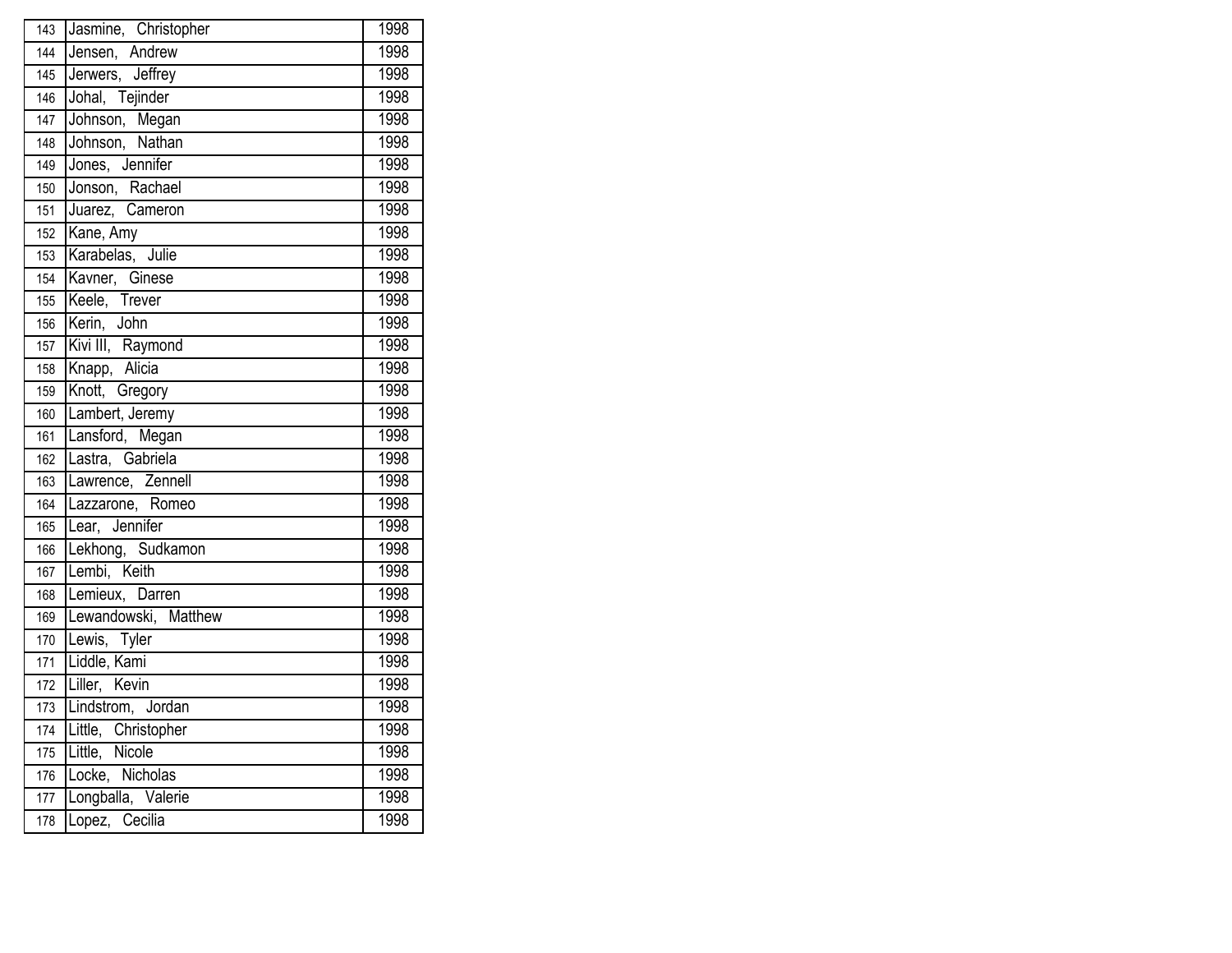| | | |
|---|---|---|
| 143 | Jasmine, Christopher | 1998 |
| 144 | Jensen, Andrew | 1998 |
| 145 | Jerwers, Jeffrey | 1998 |
| 146 | Johal, Tejinder | 1998 |
| 147 | Johnson, Megan | 1998 |
| 148 | Johnson, Nathan | 1998 |
| 149 | Jones, Jennifer | 1998 |
| 150 | Jonson, Rachael | 1998 |
| 151 | Juarez, Cameron | 1998 |
| 152 | Kane, Amy | 1998 |
| 153 | Karabelas, Julie | 1998 |
| 154 | Kavner, Ginese | 1998 |
| 155 | Keele, Trever | 1998 |
| 156 | Kerin, John | 1998 |
| 157 | Kivi III, Raymond | 1998 |
| 158 | Knapp, Alicia | 1998 |
| 159 | Knott, Gregory | 1998 |
| 160 | Lambert, Jeremy | 1998 |
| 161 | Lansford, Megan | 1998 |
| 162 | Lastra, Gabriela | 1998 |
| 163 | Lawrence, Zennell | 1998 |
| 164 | Lazzarone, Romeo | 1998 |
| 165 | Lear, Jennifer | 1998 |
| 166 | Lekhong, Sudkamon | 1998 |
| 167 | Lembi, Keith | 1998 |
| 168 | Lemieux, Darren | 1998 |
| 169 | Lewandowski, Matthew | 1998 |
| 170 | Lewis, Tyler | 1998 |
| 171 | Liddle, Kami | 1998 |
| 172 | Liller, Kevin | 1998 |
| 173 | Lindstrom, Jordan | 1998 |
| 174 | Little, Christopher | 1998 |
| 175 | Little, Nicole | 1998 |
| 176 | Locke, Nicholas | 1998 |
| 177 | Longballa, Valerie | 1998 |
| 178 | Lopez, Cecilia | 1998 |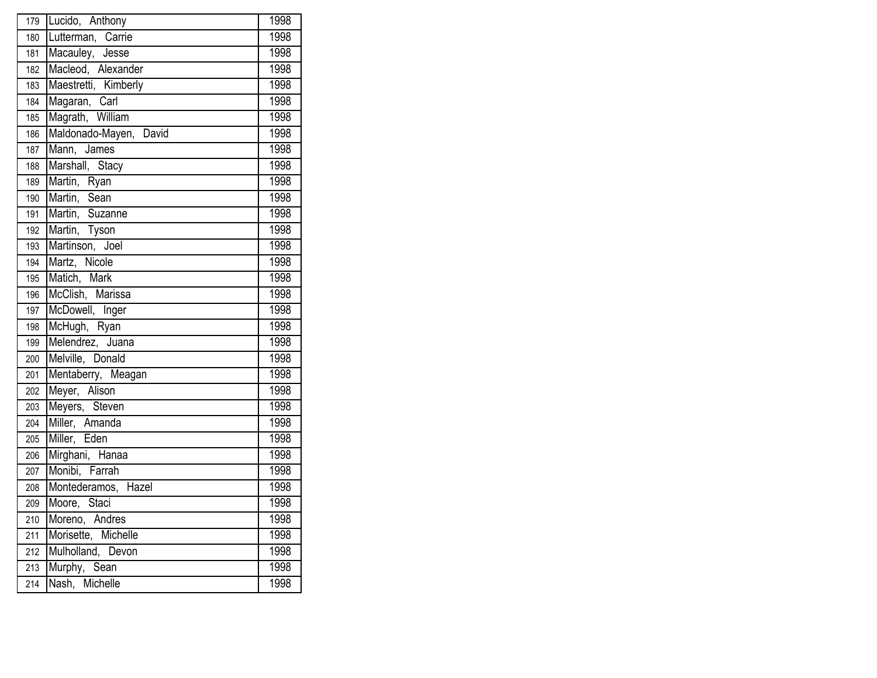| | | |
|---|---|---|
| 179 | Lucido, Anthony | 1998 |
| 180 | Lutterman, Carrie | 1998 |
| 181 | Macauley, Jesse | 1998 |
| 182 | Macleod, Alexander | 1998 |
| 183 | Maestretti, Kimberly | 1998 |
| 184 | Magaran, Carl | 1998 |
| 185 | Magrath, William | 1998 |
| 186 | Maldonado-Mayen, David | 1998 |
| 187 | Mann, James | 1998 |
| 188 | Marshall, Stacy | 1998 |
| 189 | Martin, Ryan | 1998 |
| 190 | Martin, Sean | 1998 |
| 191 | Martin, Suzanne | 1998 |
| 192 | Martin, Tyson | 1998 |
| 193 | Martinson, Joel | 1998 |
| 194 | Martz, Nicole | 1998 |
| 195 | Matich, Mark | 1998 |
| 196 | McClish, Marissa | 1998 |
| 197 | McDowell, Inger | 1998 |
| 198 | McHugh, Ryan | 1998 |
| 199 | Melendrez, Juana | 1998 |
| 200 | Melville, Donald | 1998 |
| 201 | Mentaberry, Meagan | 1998 |
| 202 | Meyer, Alison | 1998 |
| 203 | Meyers, Steven | 1998 |
| 204 | Miller, Amanda | 1998 |
| 205 | Miller, Eden | 1998 |
| 206 | Mirghani, Hanaa | 1998 |
| 207 | Monibi, Farrah | 1998 |
| 208 | Montederamos, Hazel | 1998 |
| 209 | Moore, Staci | 1998 |
| 210 | Moreno, Andres | 1998 |
| 211 | Morisette, Michelle | 1998 |
| 212 | Mulholland, Devon | 1998 |
| 213 | Murphy, Sean | 1998 |
| 214 | Nash, Michelle | 1998 |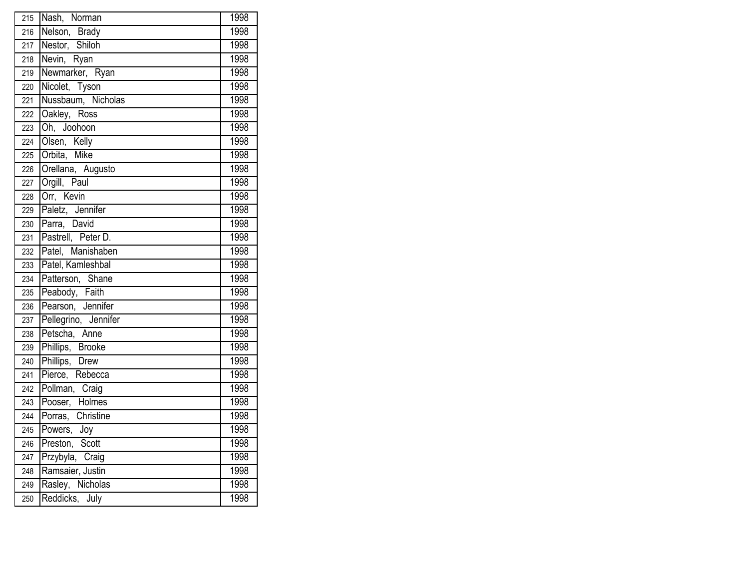| | | |
|---|---|---|
| 215 | Nash, Norman | 1998 |
| 216 | Nelson, Brady | 1998 |
| 217 | Nestor, Shiloh | 1998 |
| 218 | Nevin, Ryan | 1998 |
| 219 | Newmarker, Ryan | 1998 |
| 220 | Nicolet, Tyson | 1998 |
| 221 | Nussbaum, Nicholas | 1998 |
| 222 | Oakley, Ross | 1998 |
| 223 | Oh, Joohoon | 1998 |
| 224 | Olsen, Kelly | 1998 |
| 225 | Orbita, Mike | 1998 |
| 226 | Orellana, Augusto | 1998 |
| 227 | Orgill, Paul | 1998 |
| 228 | Orr, Kevin | 1998 |
| 229 | Paletz, Jennifer | 1998 |
| 230 | Parra, David | 1998 |
| 231 | Pastrell, Peter D. | 1998 |
| 232 | Patel, Manishaben | 1998 |
| 233 | Patel, Kamleshbal | 1998 |
| 234 | Patterson, Shane | 1998 |
| 235 | Peabody, Faith | 1998 |
| 236 | Pearson, Jennifer | 1998 |
| 237 | Pellegrino, Jennifer | 1998 |
| 238 | Petscha, Anne | 1998 |
| 239 | Phillips, Brooke | 1998 |
| 240 | Phillips, Drew | 1998 |
| 241 | Pierce, Rebecca | 1998 |
| 242 | Pollman, Craig | 1998 |
| 243 | Pooser, Holmes | 1998 |
| 244 | Porras, Christine | 1998 |
| 245 | Powers, Joy | 1998 |
| 246 | Preston, Scott | 1998 |
| 247 | Przybyla, Craig | 1998 |
| 248 | Ramsaier, Justin | 1998 |
| 249 | Rasley, Nicholas | 1998 |
| 250 | Reddicks, July | 1998 |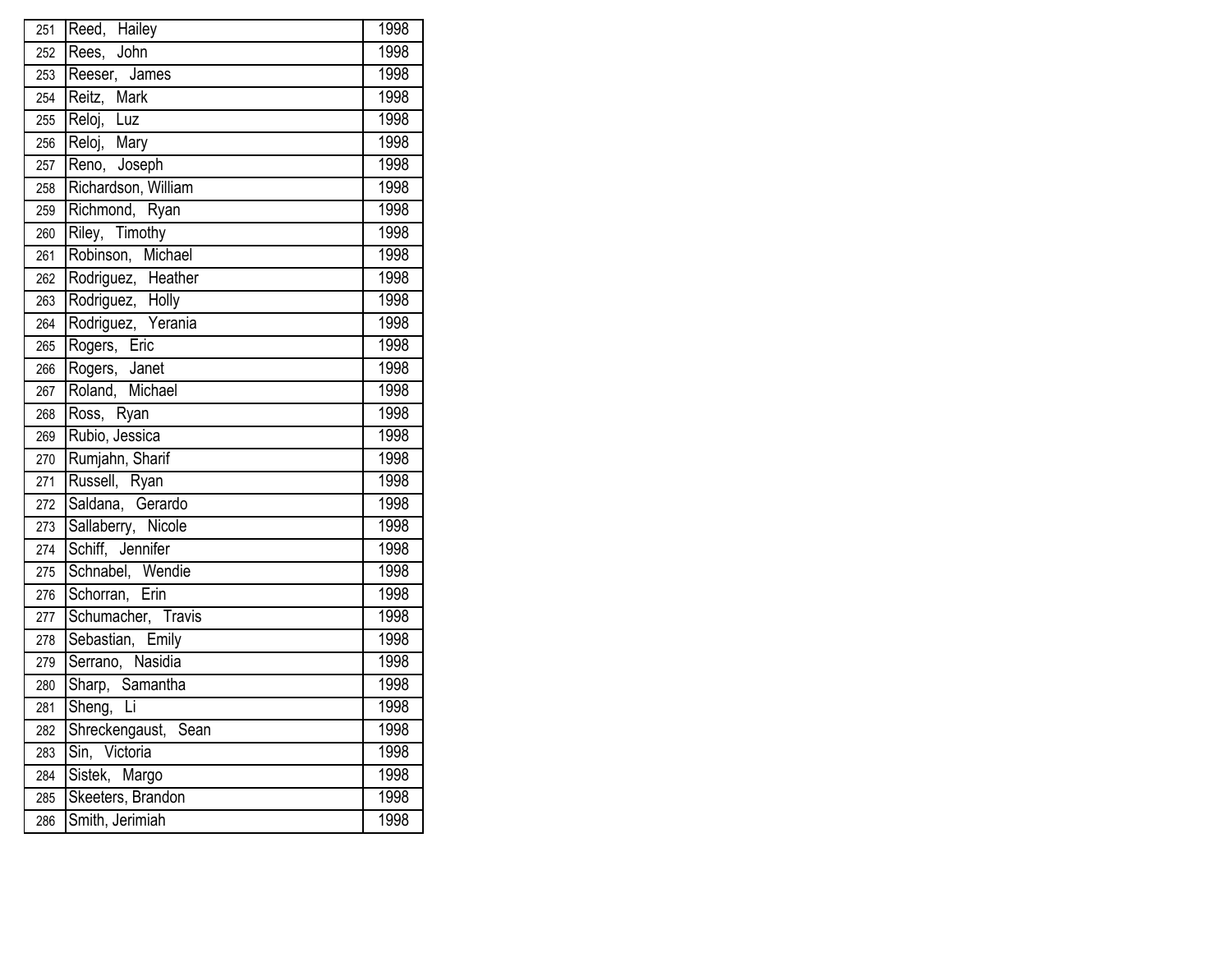| | | |
|---|---|---|
| 251 | Reed, Hailey | 1998 |
| 252 | Rees, John | 1998 |
| 253 | Reeser, James | 1998 |
| 254 | Reitz, Mark | 1998 |
| 255 | Reloj, Luz | 1998 |
| 256 | Reloj, Mary | 1998 |
| 257 | Reno, Joseph | 1998 |
| 258 | Richardson, William | 1998 |
| 259 | Richmond, Ryan | 1998 |
| 260 | Riley, Timothy | 1998 |
| 261 | Robinson, Michael | 1998 |
| 262 | Rodriguez, Heather | 1998 |
| 263 | Rodriguez, Holly | 1998 |
| 264 | Rodriguez, Yerania | 1998 |
| 265 | Rogers, Eric | 1998 |
| 266 | Rogers, Janet | 1998 |
| 267 | Roland, Michael | 1998 |
| 268 | Ross, Ryan | 1998 |
| 269 | Rubio, Jessica | 1998 |
| 270 | Rumjahn, Sharif | 1998 |
| 271 | Russell, Ryan | 1998 |
| 272 | Saldana, Gerardo | 1998 |
| 273 | Sallaberry, Nicole | 1998 |
| 274 | Schiff, Jennifer | 1998 |
| 275 | Schnabel, Wendie | 1998 |
| 276 | Schorran, Erin | 1998 |
| 277 | Schumacher, Travis | 1998 |
| 278 | Sebastian, Emily | 1998 |
| 279 | Serrano, Nasidia | 1998 |
| 280 | Sharp, Samantha | 1998 |
| 281 | Sheng, Li | 1998 |
| 282 | Shreckengaust, Sean | 1998 |
| 283 | Sin, Victoria | 1998 |
| 284 | Sistek, Margo | 1998 |
| 285 | Skeeters, Brandon | 1998 |
| 286 | Smith, Jerimiah | 1998 |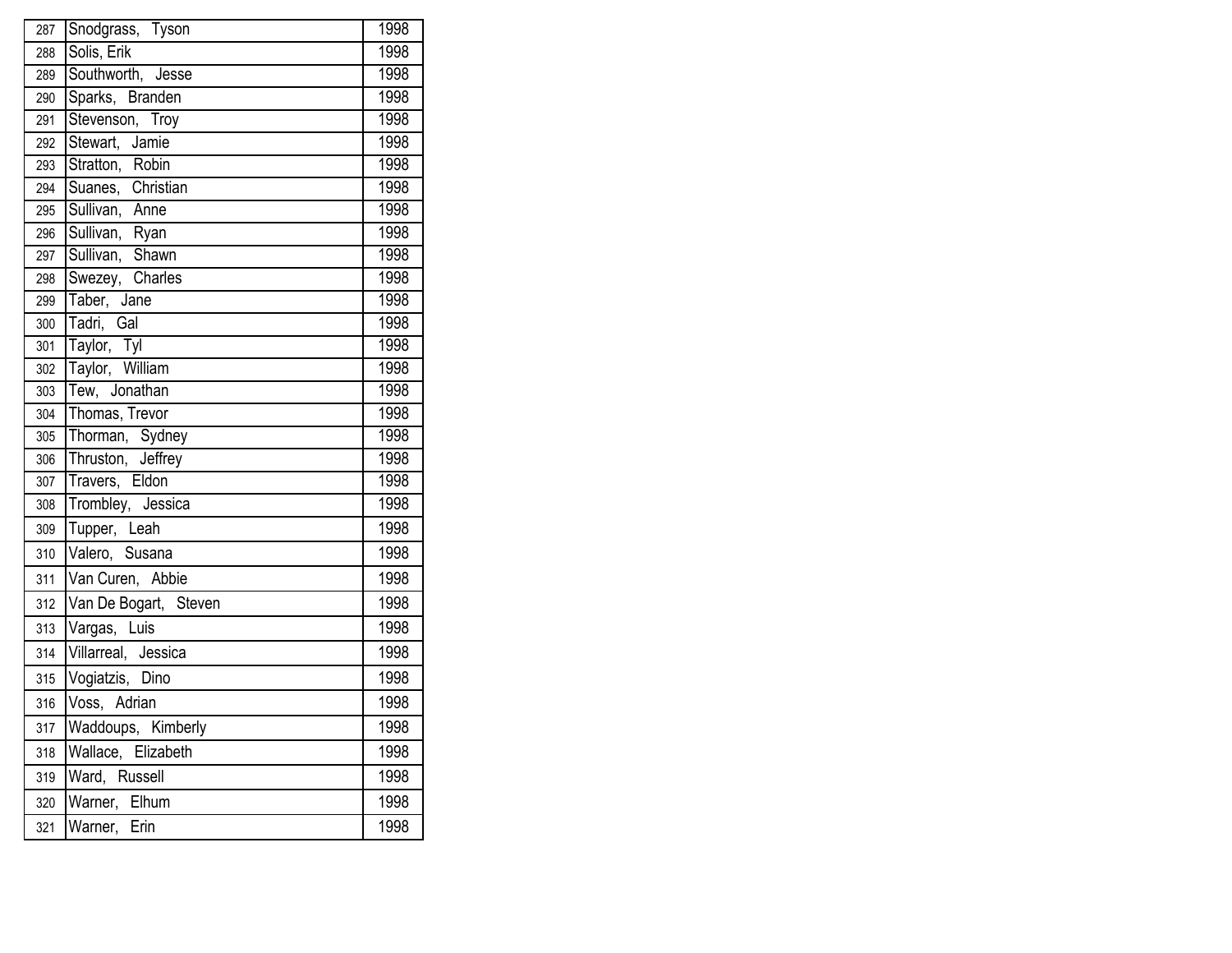| 287 | Snodgrass, Tyson | 1998 |
|---|---|---|
| 288 | Solis, Erik | 1998 |
| 289 | Southworth, Jesse | 1998 |
| 290 | Sparks, Branden | 1998 |
| 291 | Stevenson, Troy | 1998 |
| 292 | Stewart, Jamie | 1998 |
| 293 | Stratton, Robin | 1998 |
| 294 | Suanes, Christian | 1998 |
| 295 | Sullivan, Anne | 1998 |
| 296 | Sullivan, Ryan | 1998 |
| 297 | Sullivan, Shawn | 1998 |
| 298 | Swezey, Charles | 1998 |
| 299 | Taber, Jane | 1998 |
| 300 | Tadri, Gal | 1998 |
| 301 | Taylor, Tyl | 1998 |
| 302 | Taylor, William | 1998 |
| 303 | Tew, Jonathan | 1998 |
| 304 | Thomas, Trevor | 1998 |
| 305 | Thorman, Sydney | 1998 |
| 306 | Thruston, Jeffrey | 1998 |
| 307 | Travers, Eldon | 1998 |
| 308 | Trombley, Jessica | 1998 |
| 309 | Tupper, Leah | 1998 |
| 310 | Valero, Susana | 1998 |
| 311 | Van Curen, Abbie | 1998 |
| 312 | Van De Bogart, Steven | 1998 |
| 313 | Vargas, Luis | 1998 |
| 314 | Villarreal, Jessica | 1998 |
| 315 | Vogiatzis, Dino | 1998 |
| 316 | Voss, Adrian | 1998 |
| 317 | Waddoups, Kimberly | 1998 |
| 318 | Wallace, Elizabeth | 1998 |
| 319 | Ward, Russell | 1998 |
| 320 | Warner, Elhum | 1998 |
| 321 | Warner, Erin | 1998 |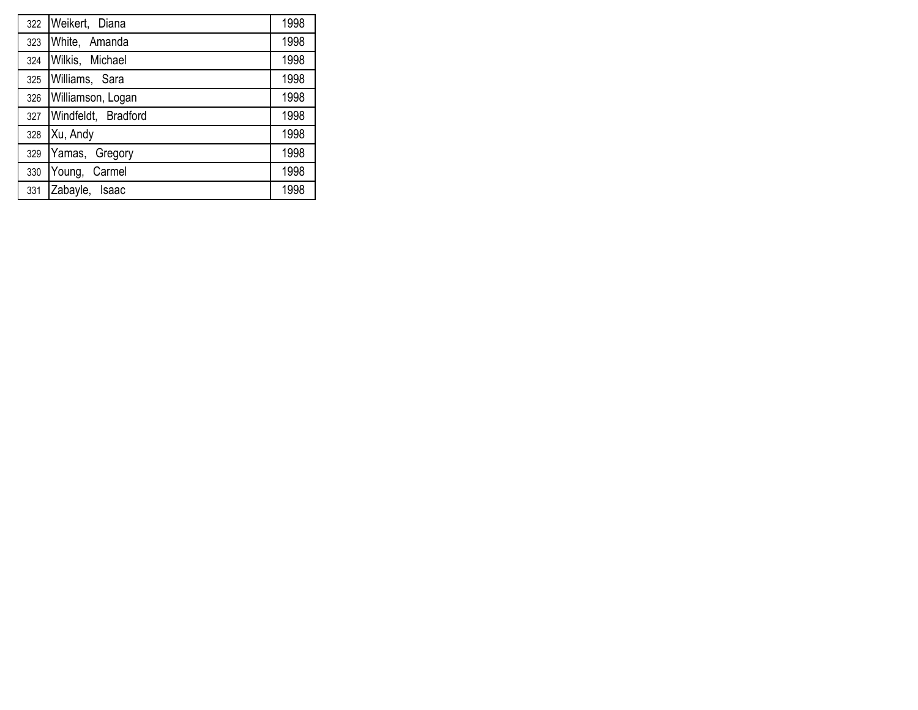| | | |
|---|---|---|
| 322 | Weikert, Diana | 1998 |
| 323 | White, Amanda | 1998 |
| 324 | Wilkis, Michael | 1998 |
| 325 | Williams, Sara | 1998 |
| 326 | Williamson, Logan | 1998 |
| 327 | Windfeldt, Bradford | 1998 |
| 328 | Xu, Andy | 1998 |
| 329 | Yamas, Gregory | 1998 |
| 330 | Young, Carmel | 1998 |
| 331 | Zabayle, Isaac | 1998 |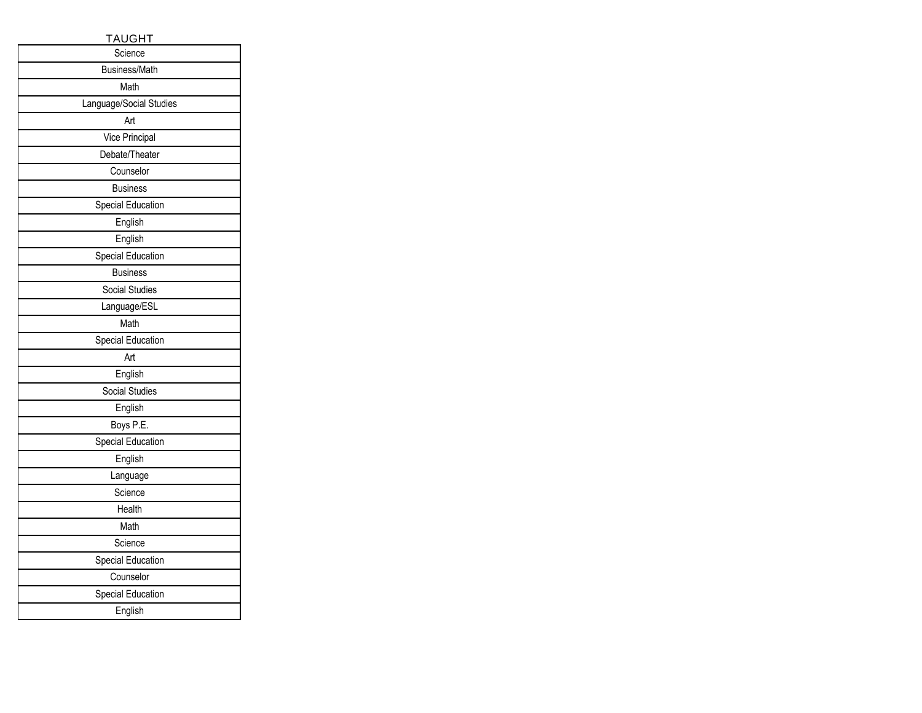| TAUGHT |
| --- |
| Science |
| Business/Math |
| Math |
| Language/Social Studies |
| Art |
| Vice Principal |
| Debate/Theater |
| Counselor |
| Business |
| Special Education |
| English |
| English |
| Special Education |
| Business |
| Social Studies |
| Language/ESL |
| Math |
| Special Education |
| Art |
| English |
| Social Studies |
| English |
| Boys P.E. |
| Special Education |
| English |
| Language |
| Science |
| Health |
| Math |
| Science |
| Special Education |
| Counselor |
| Special Education |
| English |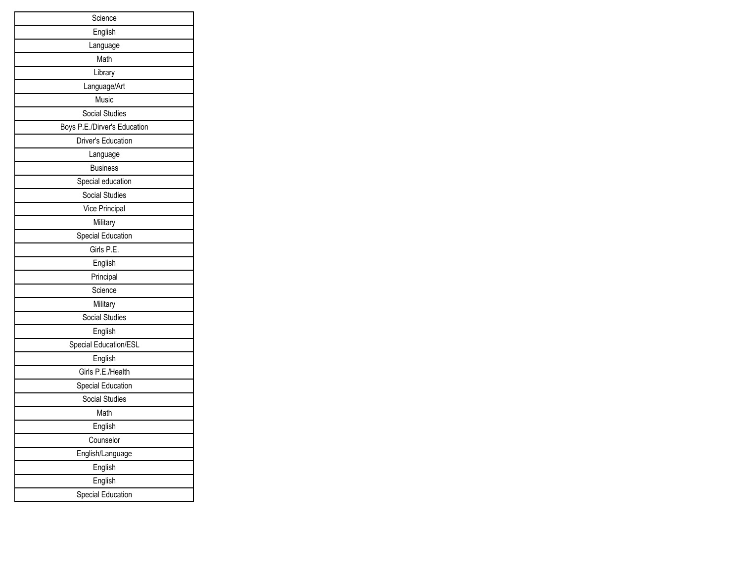| Science |
|---|
| English |
| Language |
| Math |
| Library |
| Language/Art |
| Music |
| Social Studies |
| Boys P.E./Dirver's Education |
| Driver's Education |
| Language |
| Business |
| Special education |
| Social Studies |
| Vice Principal |
| Military |
| Special Education |
| Girls P.E. |
| English |
| Principal |
| Science |
| Military |
| Social Studies |
| English |
| Special Education/ESL |
| English |
| Girls P.E./Health |
| Special Education |
| Social Studies |
| Math |
| English |
| Counselor |
| English/Language |
| English |
| English |
| Special Education |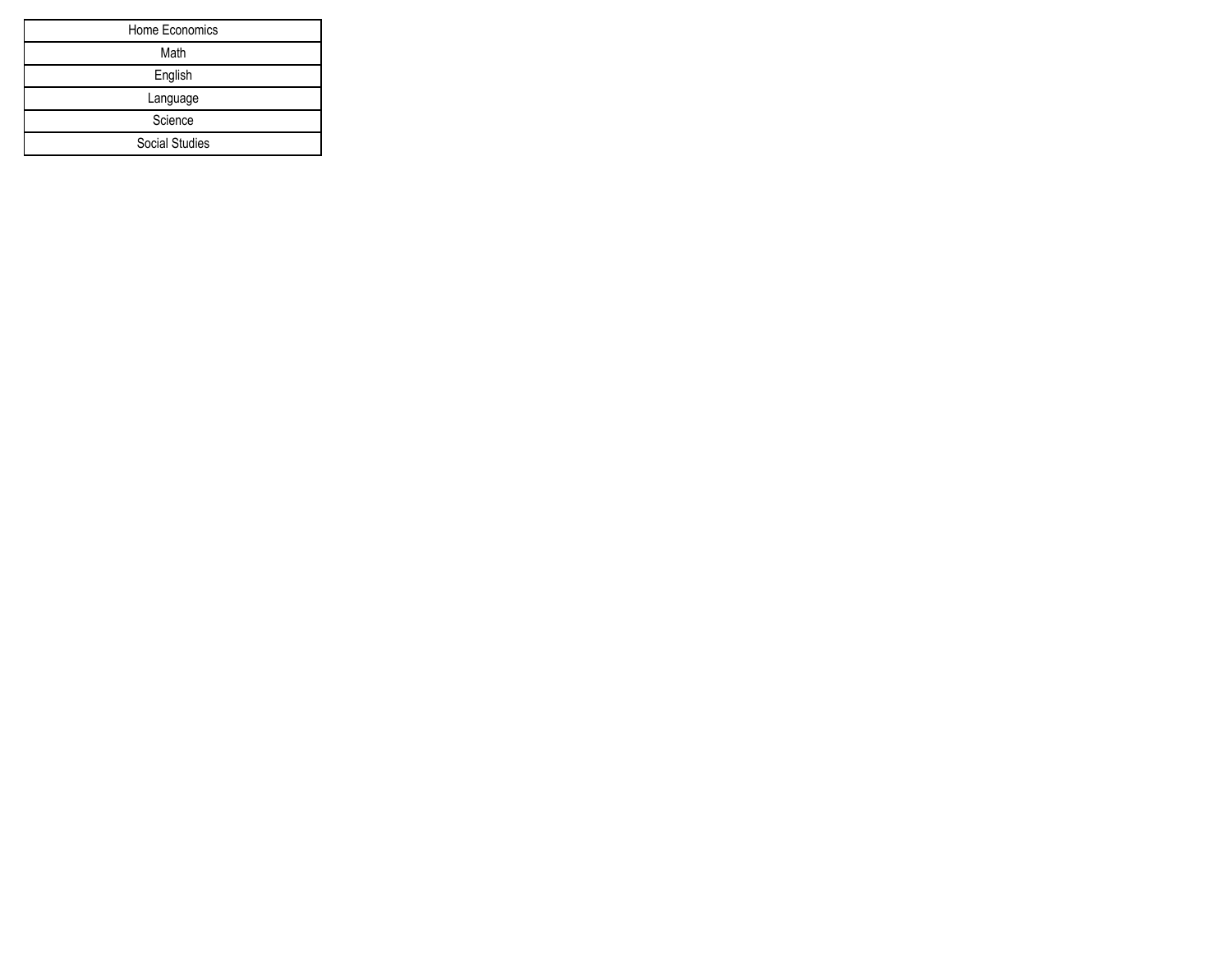| |
|---|
| Home Economics |
| Math |
| English |
| Language |
| Science |
| Social Studies |